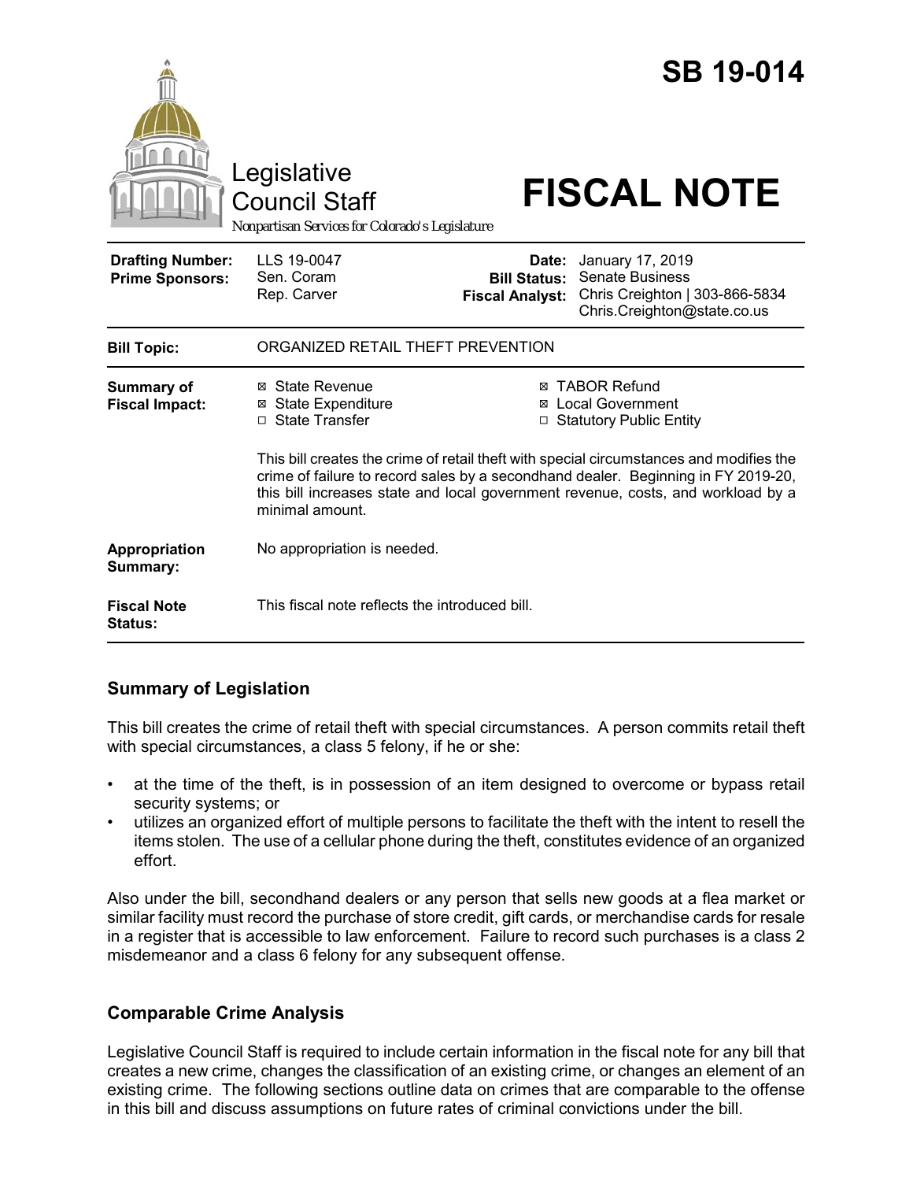# SB 19-014

Legislative Council Staff

*Nonpartisan Services for Colorado's Legislature*

# FISCAL NOTE

| | | | |
|---|---|---|---|
| **Drafting Number:** | LLS 19-0047 | **Date:** | January 17, 2019 |
| **Prime Sponsors:** | Sen. Coram<br>Rep. Carver | **Bill Status:** | Senate Business |
| | | **Fiscal Analyst:** | Chris Creighton \| 303-866-5834<br>Chris.Creighton@state.co.us |

| | |
|---|---|
| **Bill Topic:** | ORGANIZED RETAIL THEFT PREVENTION |
| **Summary of Fiscal Impact:** | ☒ State Revenue<br>☒ State Expenditure<br>☐ State Transfer<br>☒ TABOR Refund<br>☒ Local Government<br>☐ Statutory Public Entity<br><br>This bill creates the crime of retail theft with special circumstances and modifies the crime of failure to record sales by a secondhand dealer. Beginning in FY 2019-20, this bill increases state and local government revenue, costs, and workload by a minimal amount. |
| **Appropriation Summary:** | No appropriation is needed. |
| **Fiscal Note Status:** | This fiscal note reflects the introduced bill. |

## Summary of Legislation

This bill creates the crime of retail theft with special circumstances. A person commits retail theft with special circumstances, a class 5 felony, if he or she:

- at the time of the theft, is in possession of an item designed to overcome or bypass retail security systems; or
- utilizes an organized effort of multiple persons to facilitate the theft with the intent to resell the items stolen. The use of a cellular phone during the theft, constitutes evidence of an organized effort.

Also under the bill, secondhand dealers or any person that sells new goods at a flea market or similar facility must record the purchase of store credit, gift cards, or merchandise cards for resale in a register that is accessible to law enforcement. Failure to record such purchases is a class 2 misdemeanor and a class 6 felony for any subsequent offense.

## Comparable Crime Analysis

Legislative Council Staff is required to include certain information in the fiscal note for any bill that creates a new crime, changes the classification of an existing crime, or changes an element of an existing crime. The following sections outline data on crimes that are comparable to the offense in this bill and discuss assumptions on future rates of criminal convictions under the bill.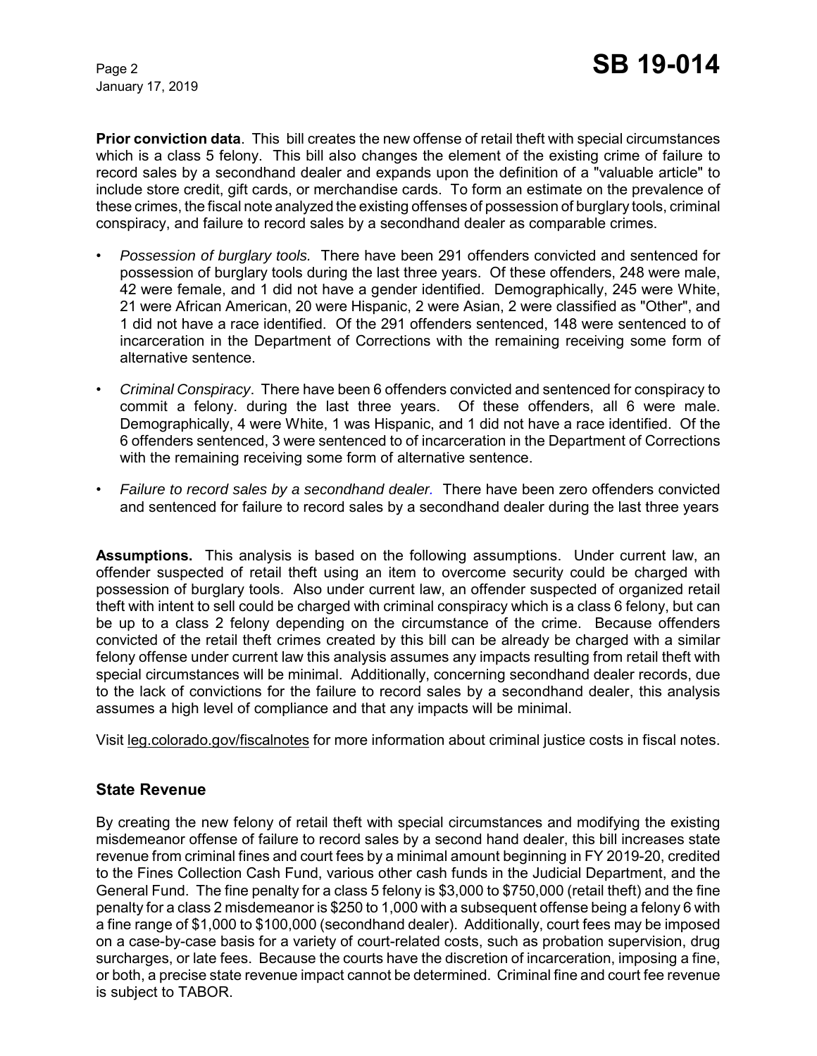**Prior conviction data**. This bill creates the new offense of retail theft with special circumstances which is a class 5 felony. This bill also changes the element of the existing crime of failure to record sales by a secondhand dealer and expands upon the definition of a "valuable article" to include store credit, gift cards, or merchandise cards. To form an estimate on the prevalence of these crimes, the fiscal note analyzed the existing offenses of possession of burglary tools, criminal conspiracy, and failure to record sales by a secondhand dealer as comparable crimes.

- *Possession of burglary tools.* There have been 291 offenders convicted and sentenced for possession of burglary tools during the last three years. Of these offenders, 248 were male, 42 were female, and 1 did not have a gender identified. Demographically, 245 were White, 21 were African American, 20 were Hispanic, 2 were Asian, 2 were classified as "Other", and 1 did not have a race identified. Of the 291 offenders sentenced, 148 were sentenced to of incarceration in the Department of Corrections with the remaining receiving some form of alternative sentence.
- *Criminal Conspiracy*. There have been 6 offenders convicted and sentenced for conspiracy to commit a felony. during the last three years. Of these offenders, all 6 were male. Demographically, 4 were White, 1 was Hispanic, and 1 did not have a race identified. Of the 6 offenders sentenced, 3 were sentenced to of incarceration in the Department of Corrections with the remaining receiving some form of alternative sentence.
- *Failure to record sales by a secondhand dealer.* There have been zero offenders convicted and sentenced for failure to record sales by a secondhand dealer during the last three years

**Assumptions.** This analysis is based on the following assumptions. Under current law, an offender suspected of retail theft using an item to overcome security could be charged with possession of burglary tools. Also under current law, an offender suspected of organized retail theft with intent to sell could be charged with criminal conspiracy which is a class 6 felony, but can be up to a class 2 felony depending on the circumstance of the crime. Because offenders convicted of the retail theft crimes created by this bill can be already be charged with a similar felony offense under current law this analysis assumes any impacts resulting from retail theft with special circumstances will be minimal. Additionally, concerning secondhand dealer records, due to the lack of convictions for the failure to record sales by a secondhand dealer, this analysis assumes a high level of compliance and that any impacts will be minimal.

Visit leg.colorado.gov/fiscalnotes for more information about criminal justice costs in fiscal notes.

## State Revenue

By creating the new felony of retail theft with special circumstances and modifying the existing misdemeanor offense of failure to record sales by a second hand dealer, this bill increases state revenue from criminal fines and court fees by a minimal amount beginning in FY 2019-20, credited to the Fines Collection Cash Fund, various other cash funds in the Judicial Department, and the General Fund. The fine penalty for a class 5 felony is $3,000 to $750,000 (retail theft) and the fine penalty for a class 2 misdemeanor is $250 to 1,000 with a subsequent offense being a felony 6 with a fine range of $1,000 to $100,000 (secondhand dealer). Additionally, court fees may be imposed on a case-by-case basis for a variety of court-related costs, such as probation supervision, drug surcharges, or late fees. Because the courts have the discretion of incarceration, imposing a fine, or both, a precise state revenue impact cannot be determined. Criminal fine and court fee revenue is subject to TABOR.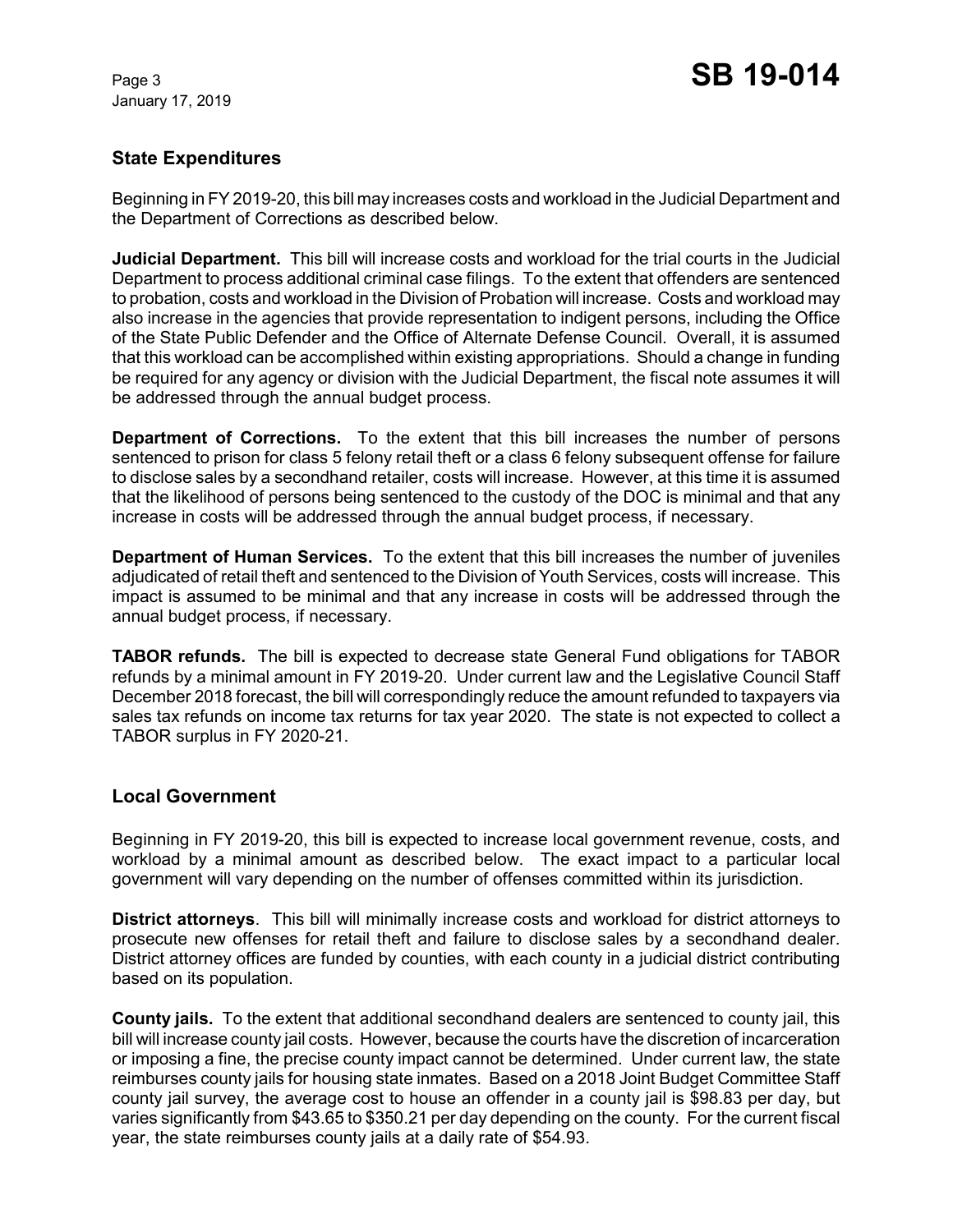## State Expenditures

Beginning in FY 2019-20, this bill may increases costs and workload in the Judicial Department and the Department of Corrections as described below.

**Judicial Department.** This bill will increase costs and workload for the trial courts in the Judicial Department to process additional criminal case filings. To the extent that offenders are sentenced to probation, costs and workload in the Division of Probation will increase. Costs and workload may also increase in the agencies that provide representation to indigent persons, including the Office of the State Public Defender and the Office of Alternate Defense Council. Overall, it is assumed that this workload can be accomplished within existing appropriations. Should a change in funding be required for any agency or division with the Judicial Department, the fiscal note assumes it will be addressed through the annual budget process.

**Department of Corrections.** To the extent that this bill increases the number of persons sentenced to prison for class 5 felony retail theft or a class 6 felony subsequent offense for failure to disclose sales by a secondhand retailer, costs will increase. However, at this time it is assumed that the likelihood of persons being sentenced to the custody of the DOC is minimal and that any increase in costs will be addressed through the annual budget process, if necessary.

**Department of Human Services.** To the extent that this bill increases the number of juveniles adjudicated of retail theft and sentenced to the Division of Youth Services, costs will increase. This impact is assumed to be minimal and that any increase in costs will be addressed through the annual budget process, if necessary.

**TABOR refunds.** The bill is expected to decrease state General Fund obligations for TABOR refunds by a minimal amount in FY 2019-20. Under current law and the Legislative Council Staff December 2018 forecast, the bill will correspondingly reduce the amount refunded to taxpayers via sales tax refunds on income tax returns for tax year 2020. The state is not expected to collect a TABOR surplus in FY 2020-21.

## Local Government

Beginning in FY 2019-20, this bill is expected to increase local government revenue, costs, and workload by a minimal amount as described below. The exact impact to a particular local government will vary depending on the number of offenses committed within its jurisdiction.

**District attorneys**. This bill will minimally increase costs and workload for district attorneys to prosecute new offenses for retail theft and failure to disclose sales by a secondhand dealer. District attorney offices are funded by counties, with each county in a judicial district contributing based on its population.

**County jails.** To the extent that additional secondhand dealers are sentenced to county jail, this bill will increase county jail costs. However, because the courts have the discretion of incarceration or imposing a fine, the precise county impact cannot be determined. Under current law, the state reimburses county jails for housing state inmates. Based on a 2018 Joint Budget Committee Staff county jail survey, the average cost to house an offender in a county jail is $98.83 per day, but varies significantly from $43.65 to $350.21 per day depending on the county. For the current fiscal year, the state reimburses county jails at a daily rate of $54.93.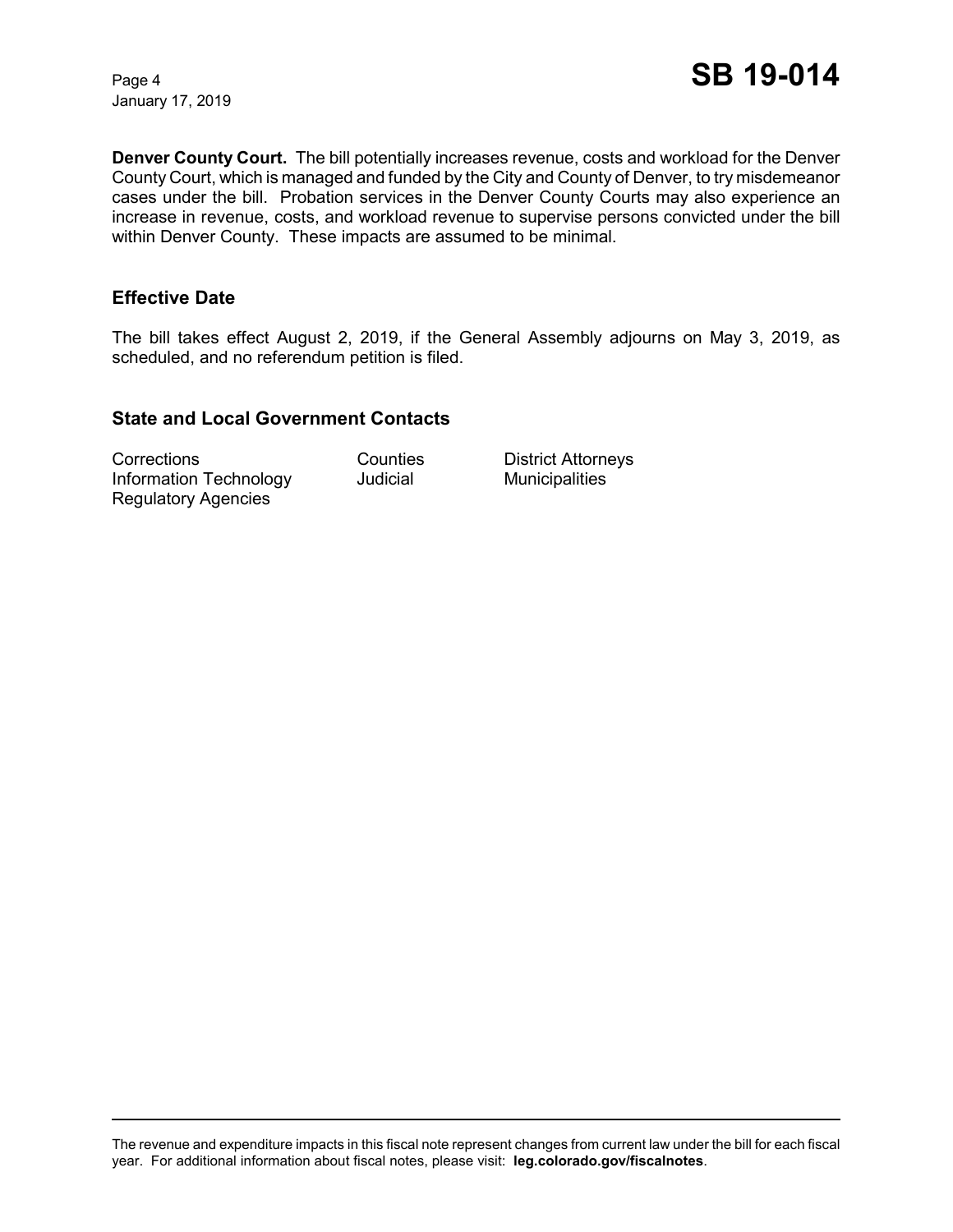**Denver County Court.** The bill potentially increases revenue, costs and workload for the Denver County Court, which is managed and funded by the City and County of Denver, to try misdemeanor cases under the bill. Probation services in the Denver County Courts may also experience an increase in revenue, costs, and workload revenue to supervise persons convicted under the bill within Denver County. These impacts are assumed to be minimal.

## Effective Date

The bill takes effect August 2, 2019, if the General Assembly adjourns on May 3, 2019, as scheduled, and no referendum petition is filed.

## State and Local Government Contacts

| | | |
|---|---|---|
| Corrections | Counties | District Attorneys |
| Information Technology | Judicial | Municipalities |
| Regulatory Agencies | | |

The revenue and expenditure impacts in this fiscal note represent changes from current law under the bill for each fiscal year. For additional information about fiscal notes, please visit: **leg.colorado.gov/fiscalnotes**.